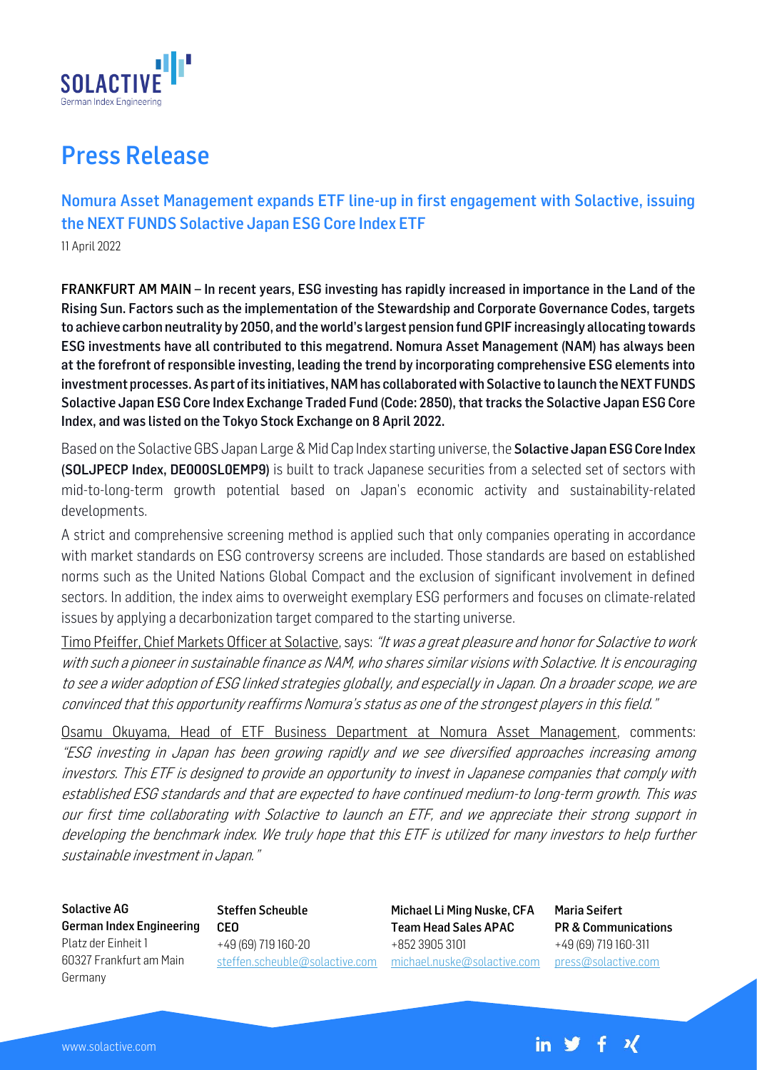# Press Release

## Nomura Asset Management expands ETF line-up in first engagement with Solactive, issuing the NEXT FUNDS Solactive Japan ESG Core Index ETF

11 April 2022

**FRANKFURT AM MAIN – In recent years, ESG investing has rapidly increased in importance in the Land of the Rising Sun. Factors such as the implementation of the Stewardship and Corporate Governance Codes, targets to achieve carbon neutrality by 2050, and the world's largest pension fund GPIF increasingly allocating towards ESG investments have all contributed to this megatrend. Nomura Asset Management (NAM) has always been at the forefront of responsible investing, leading the trend by incorporating comprehensive ESG elements into investment processes. As part of its initiatives, NAM has collaborated with Solactive to launch the NEXT FUNDS Solactive Japan ESG Core Index Exchange Traded Fund (Code: 2850), that tracks the Solactive Japan ESG Core Index, and was listed on the Tokyo Stock Exchange on 8 April 2022.**

Based on the Solactive GBS Japan Large & Mid Cap Index starting universe, the **Solactive Japan ESG Core Index (SOLJPECP Index, DE000SL0EMP9)** is built to track Japanese securities from a selected set of sectors with mid-to-long-term growth potential based on Japan's economic activity and sustainability-related developments.

A strict and comprehensive screening method is applied such that only companies operating in accordance with market standards on ESG controversy screens are included. Those standards are based on established norms such as the United Nations Global Compact and the exclusion of significant involvement in defined sectors. In addition, the index aims to overweight exemplary ESG performers and focuses on climate-related issues by applying a decarbonization target compared to the starting universe.

Timo Pfeiffer, Chief Markets Officer at Solactive, says: *"It was a great pleasure and honor for Solactive to work with such a pioneer in sustainable finance as NAM, who shares similar visions with Solactive. It is encouraging to see a wider adoption of ESG linked strategies globally, and especially in Japan. On a broader scope, we are convinced that this opportunity reaffirms Nomura's status as one of the strongest players in this field."*

Osamu Okuyama, Head of ETF Business Department at Nomura Asset Management, comments: *"ESG investing in Japan has been growing rapidly and we see diversified approaches increasing among investors. This ETF is designed to provide an opportunity to invest in Japanese companies that comply with established ESG standards and that are expected to have continued medium-to long-term growth. This was our first time collaborating with Solactive to launch an ETF, and we appreciate their strong support in developing the benchmark index. We truly hope that this ETF is utilized for many investors to help further sustainable investment in Japan."*

**Solactive AG**
**German Index Engineering**
Platz der Einheit 1
60327 Frankfurt am Main
Germany

**Steffen Scheuble**
**CEO**
+49 (69) 719 160-20
steffen.scheuble@solactive.com

**Michael Li Ming Nuske, CFA**
**Team Head Sales APAC**
+852 3905 3101
michael.nuske@solactive.com

**Maria Seifert**
**PR & Communications**
+49 (69) 719 160-311
press@solactive.com

www.solactive.com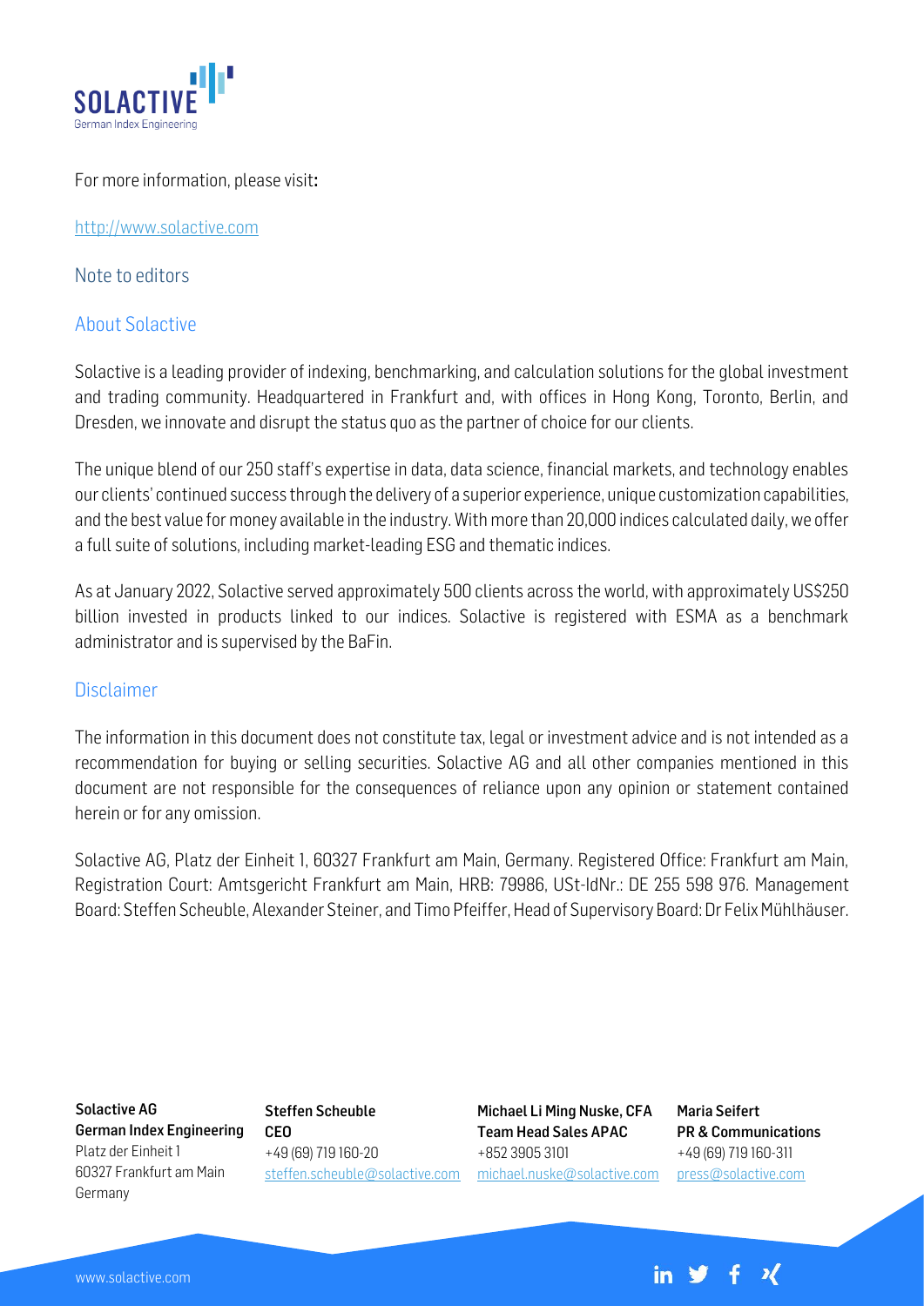For more information, please visit:

http://www.solactive.com

Note to editors

## About Solactive

Solactive is a leading provider of indexing, benchmarking, and calculation solutions for the global investment and trading community. Headquartered in Frankfurt and, with offices in Hong Kong, Toronto, Berlin, and Dresden, we innovate and disrupt the status quo as the partner of choice for our clients.

The unique blend of our 250 staff's expertise in data, data science, financial markets, and technology enables our clients' continued success through the delivery of a superior experience, unique customization capabilities, and the best value for money available in the industry. With more than 20,000 indices calculated daily, we offer a full suite of solutions, including market-leading ESG and thematic indices.

As at January 2022, Solactive served approximately 500 clients across the world, with approximately US$250 billion invested in products linked to our indices. Solactive is registered with ESMA as a benchmark administrator and is supervised by the BaFin.

## Disclaimer

The information in this document does not constitute tax, legal or investment advice and is not intended as a recommendation for buying or selling securities. Solactive AG and all other companies mentioned in this document are not responsible for the consequences of reliance upon any opinion or statement contained herein or for any omission.

Solactive AG, Platz der Einheit 1, 60327 Frankfurt am Main, Germany. Registered Office: Frankfurt am Main, Registration Court: Amtsgericht Frankfurt am Main, HRB: 79986, USt-IdNr.: DE 255 598 976. Management Board: Steffen Scheuble, Alexander Steiner, and Timo Pfeiffer, Head of Supervisory Board: Dr Felix Mühlhäuser.

**Solactive AG**
**German Index Engineering**
Platz der Einheit 1
60327 Frankfurt am Main
Germany

**Steffen Scheuble**
**CEO**
+49 (69) 719 160-20
steffen.scheuble@solactive.com

**Michael Li Ming Nuske, CFA**
**Team Head Sales APAC**
+852 3905 3101
michael.nuske@solactive.com

**Maria Seifert**
**PR & Communications**
+49 (69) 719 160-311
press@solactive.com